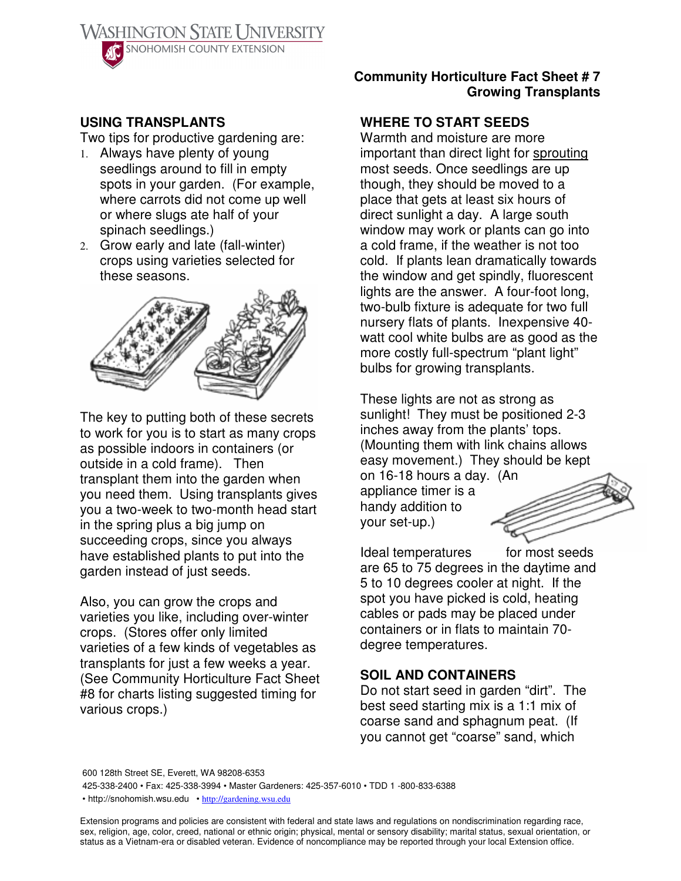Washington State University
Snohomish County Extension

**Community Horticulture Fact Sheet # 7**
**Growing Transplants**

## USING TRANSPLANTS

Two tips for productive gardening are:

1. Always have plenty of young seedlings around to fill in empty spots in your garden. (For example, where carrots did not come up well or where slugs ate half of your spinach seedlings.)
2. Grow early and late (fall-winter) crops using varieties selected for these seasons.

The key to putting both of these secrets to work for you is to start as many crops as possible indoors in containers (or outside in a cold frame). Then transplant them into the garden when you need them. Using transplants gives you a two-week to two-month head start in the spring plus a big jump on succeeding crops, since you always have established plants to put into the garden instead of just seeds.

Also, you can grow the crops and varieties you like, including over-winter crops. (Stores offer only limited varieties of a few kinds of vegetables as transplants for just a few weeks a year. (See Community Horticulture Fact Sheet #8 for charts listing suggested timing for various crops.)

## WHERE TO START SEEDS

Warmth and moisture are more important than direct light for sprouting most seeds. Once seedlings are up though, they should be moved to a place that gets at least six hours of direct sunlight a day. A large south window may work or plants can go into a cold frame, if the weather is not too cold. If plants lean dramatically towards the window and get spindly, fluorescent lights are the answer. A four-foot long, two-bulb fixture is adequate for two full nursery flats of plants. Inexpensive 40-watt cool white bulbs are as good as the more costly full-spectrum "plant light" bulbs for growing transplants.

These lights are not as strong as sunlight! They must be positioned 2-3 inches away from the plants' tops. (Mounting them with link chains allows easy movement.) They should be kept on 16-18 hours a day. (An appliance timer is a handy addition to your set-up.)

Ideal temperatures for most seeds are 65 to 75 degrees in the daytime and 5 to 10 degrees cooler at night. If the spot you have picked is cold, heating cables or pads may be placed under containers or in flats to maintain 70-degree temperatures.

## SOIL AND CONTAINERS

Do not start seed in garden "dirt". The best seed starting mix is a 1:1 mix of coarse sand and sphagnum peat. (If you cannot get "coarse" sand, which

600 128th Street SE, Everett, WA 98208-6353
425-338-2400 • Fax: 425-338-3994 • Master Gardeners: 425-357-6010 • TDD 1 -800-833-6388
• http://snohomish.wsu.edu • http://gardening.wsu.edu

Extension programs and policies are consistent with federal and state laws and regulations on nondiscrimination regarding race, sex, religion, age, color, creed, national or ethnic origin; physical, mental or sensory disability; marital status, sexual orientation, or status as a Vietnam-era or disabled veteran. Evidence of noncompliance may be reported through your local Extension office.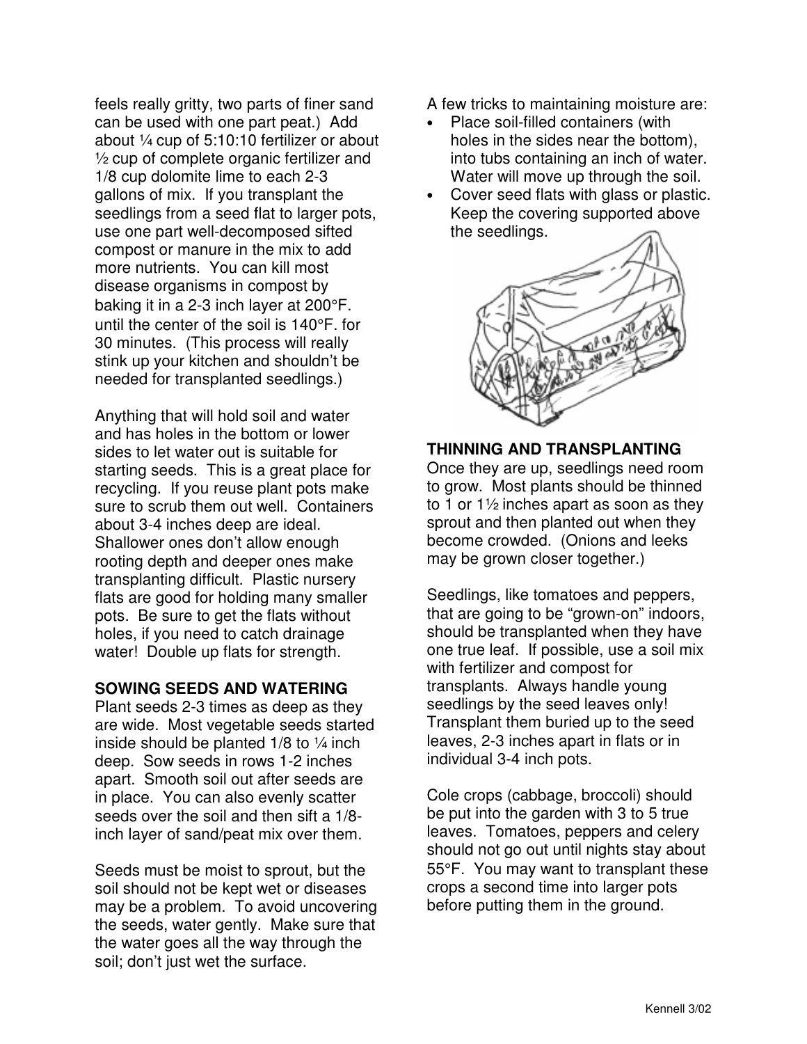feels really gritty, two parts of finer sand can be used with one part peat.) Add about ¼ cup of 5:10:10 fertilizer or about ½ cup of complete organic fertilizer and 1/8 cup dolomite lime to each 2-3 gallons of mix. If you transplant the seedlings from a seed flat to larger pots, use one part well-decomposed sifted compost or manure in the mix to add more nutrients. You can kill most disease organisms in compost by baking it in a 2-3 inch layer at 200°F. until the center of the soil is 140°F. for 30 minutes. (This process will really stink up your kitchen and shouldn't be needed for transplanted seedlings.)

Anything that will hold soil and water and has holes in the bottom or lower sides to let water out is suitable for starting seeds. This is a great place for recycling. If you reuse plant pots make sure to scrub them out well. Containers about 3-4 inches deep are ideal. Shallower ones don't allow enough rooting depth and deeper ones make transplanting difficult. Plastic nursery flats are good for holding many smaller pots. Be sure to get the flats without holes, if you need to catch drainage water! Double up flats for strength.

**SOWING SEEDS AND WATERING**

Plant seeds 2-3 times as deep as they are wide. Most vegetable seeds started inside should be planted 1/8 to ¼ inch deep. Sow seeds in rows 1-2 inches apart. Smooth soil out after seeds are in place. You can also evenly scatter seeds over the soil and then sift a 1/8-inch layer of sand/peat mix over them.

Seeds must be moist to sprout, but the soil should not be kept wet or diseases may be a problem. To avoid uncovering the seeds, water gently. Make sure that the water goes all the way through the soil; don't just wet the surface.

A few tricks to maintaining moisture are:

- Place soil-filled containers (with holes in the sides near the bottom), into tubs containing an inch of water. Water will move up through the soil.
- Cover seed flats with glass or plastic. Keep the covering supported above the seedlings.

**THINNING AND TRANSPLANTING**

Once they are up, seedlings need room to grow. Most plants should be thinned to 1 or 1½ inches apart as soon as they sprout and then planted out when they become crowded. (Onions and leeks may be grown closer together.)

Seedlings, like tomatoes and peppers, that are going to be "grown-on" indoors, should be transplanted when they have one true leaf. If possible, use a soil mix with fertilizer and compost for transplants. Always handle young seedlings by the seed leaves only! Transplant them buried up to the seed leaves, 2-3 inches apart in flats or in individual 3-4 inch pots.

Cole crops (cabbage, broccoli) should be put into the garden with 3 to 5 true leaves. Tomatoes, peppers and celery should not go out until nights stay about 55°F. You may want to transplant these crops a second time into larger pots before putting them in the ground.

Kennell 3/02